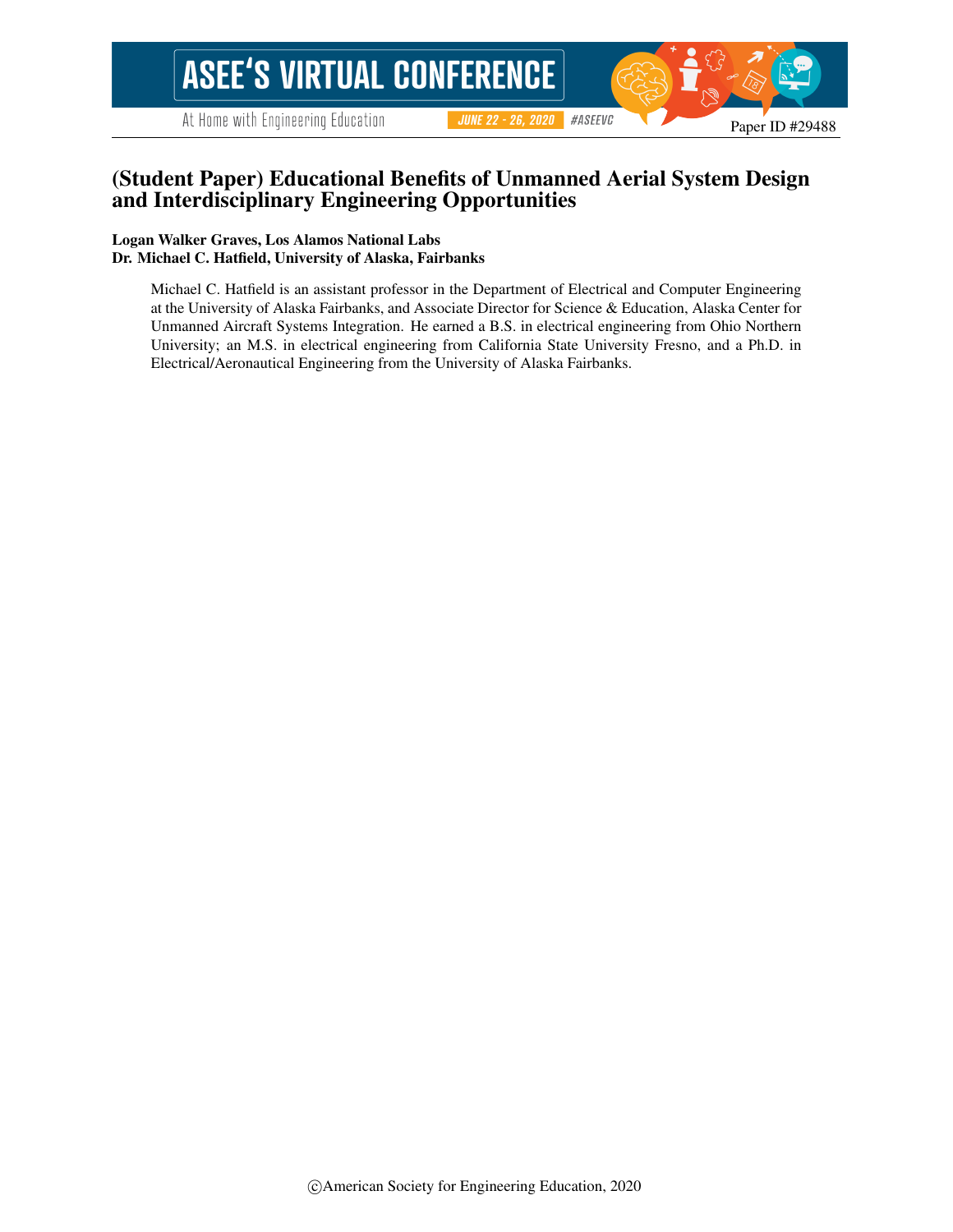# (Student Paper) Educational Benefits of Unmanned Aerial System Design and Interdisciplinary Engineering Opportunities

**Logan Walker Graves, Los Alamos National Labs**
**Dr. Michael C. Hatfield, University of Alaska, Fairbanks**

Michael C. Hatfield is an assistant professor in the Department of Electrical and Computer Engineering at the University of Alaska Fairbanks, and Associate Director for Science & Education, Alaska Center for Unmanned Aircraft Systems Integration. He earned a B.S. in electrical engineering from Ohio Northern University; an M.S. in electrical engineering from California State University Fresno, and a Ph.D. in Electrical/Aeronautical Engineering from the University of Alaska Fairbanks.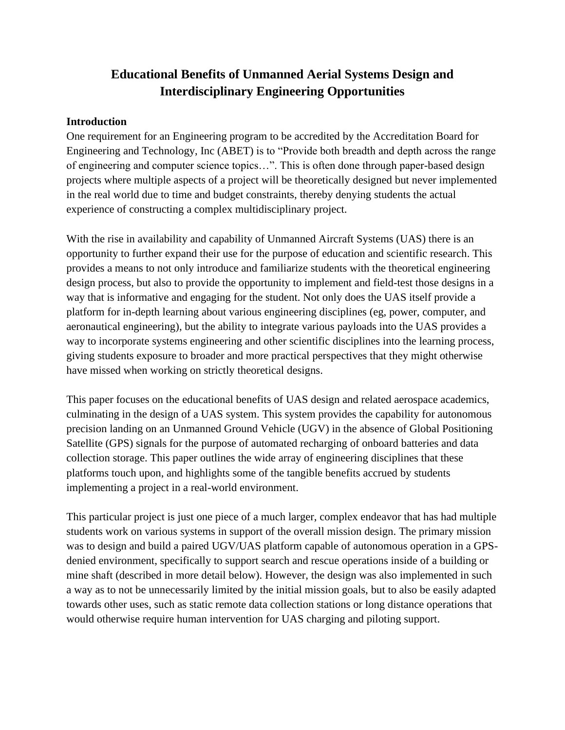# Educational Benefits of Unmanned Aerial Systems Design and Interdisciplinary Engineering Opportunities

## Introduction

One requirement for an Engineering program to be accredited by the Accreditation Board for Engineering and Technology, Inc (ABET) is to "Provide both breadth and depth across the range of engineering and computer science topics…". This is often done through paper-based design projects where multiple aspects of a project will be theoretically designed but never implemented in the real world due to time and budget constraints, thereby denying students the actual experience of constructing a complex multidisciplinary project.

With the rise in availability and capability of Unmanned Aircraft Systems (UAS) there is an opportunity to further expand their use for the purpose of education and scientific research. This provides a means to not only introduce and familiarize students with the theoretical engineering design process, but also to provide the opportunity to implement and field-test those designs in a way that is informative and engaging for the student. Not only does the UAS itself provide a platform for in-depth learning about various engineering disciplines (eg, power, computer, and aeronautical engineering), but the ability to integrate various payloads into the UAS provides a way to incorporate systems engineering and other scientific disciplines into the learning process, giving students exposure to broader and more practical perspectives that they might otherwise have missed when working on strictly theoretical designs.

This paper focuses on the educational benefits of UAS design and related aerospace academics, culminating in the design of a UAS system. This system provides the capability for autonomous precision landing on an Unmanned Ground Vehicle (UGV) in the absence of Global Positioning Satellite (GPS) signals for the purpose of automated recharging of onboard batteries and data collection storage. This paper outlines the wide array of engineering disciplines that these platforms touch upon, and highlights some of the tangible benefits accrued by students implementing a project in a real-world environment.

This particular project is just one piece of a much larger, complex endeavor that has had multiple students work on various systems in support of the overall mission design. The primary mission was to design and build a paired UGV/UAS platform capable of autonomous operation in a GPS-denied environment, specifically to support search and rescue operations inside of a building or mine shaft (described in more detail below). However, the design was also implemented in such a way as to not be unnecessarily limited by the initial mission goals, but to also be easily adapted towards other uses, such as static remote data collection stations or long distance operations that would otherwise require human intervention for UAS charging and piloting support.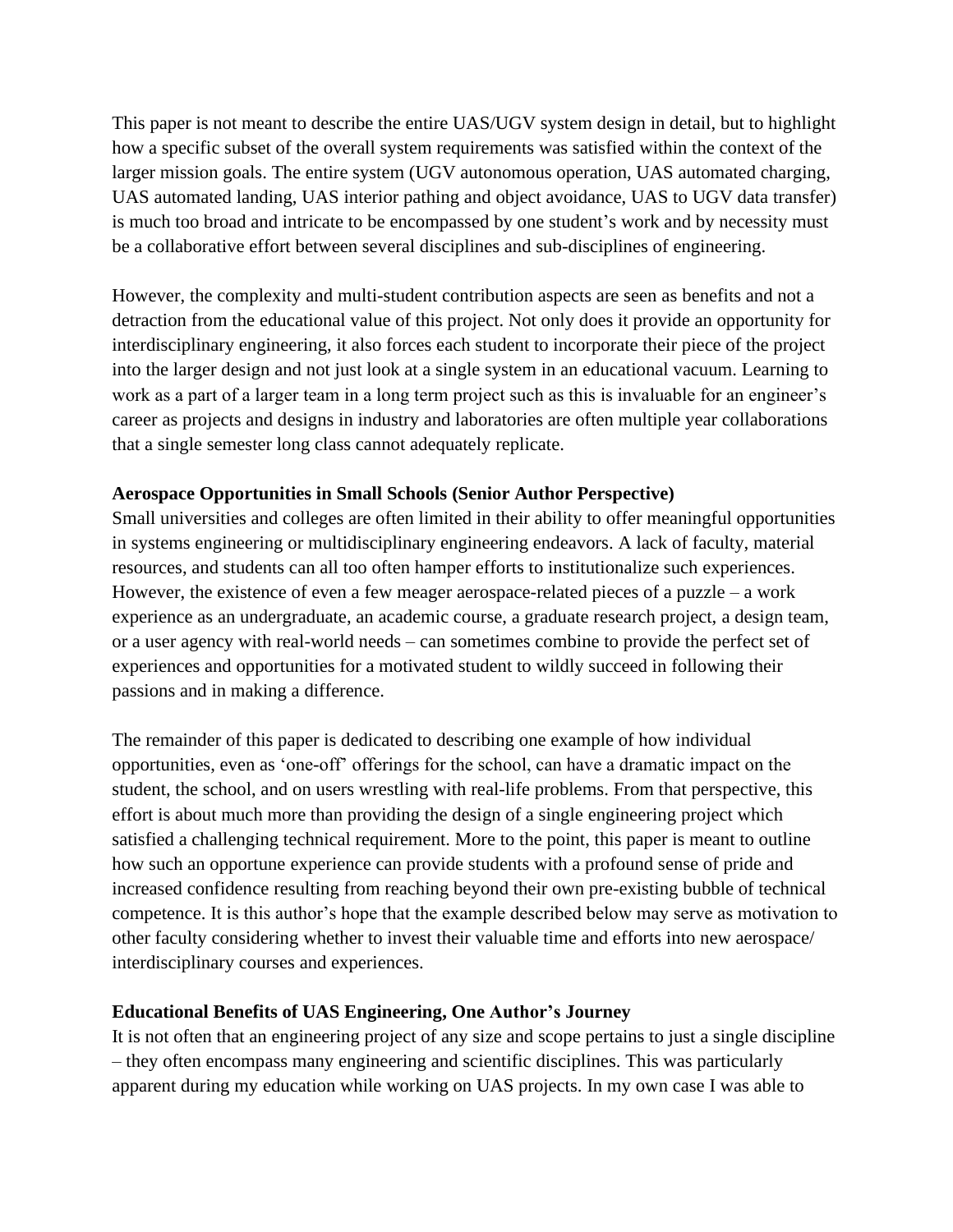This paper is not meant to describe the entire UAS/UGV system design in detail, but to highlight how a specific subset of the overall system requirements was satisfied within the context of the larger mission goals. The entire system (UGV autonomous operation, UAS automated charging, UAS automated landing, UAS interior pathing and object avoidance, UAS to UGV data transfer) is much too broad and intricate to be encompassed by one student's work and by necessity must be a collaborative effort between several disciplines and sub-disciplines of engineering.

However, the complexity and multi-student contribution aspects are seen as benefits and not a detraction from the educational value of this project. Not only does it provide an opportunity for interdisciplinary engineering, it also forces each student to incorporate their piece of the project into the larger design and not just look at a single system in an educational vacuum. Learning to work as a part of a larger team in a long term project such as this is invaluable for an engineer's career as projects and designs in industry and laboratories are often multiple year collaborations that a single semester long class cannot adequately replicate.

**Aerospace Opportunities in Small Schools (Senior Author Perspective)**

Small universities and colleges are often limited in their ability to offer meaningful opportunities in systems engineering or multidisciplinary engineering endeavors. A lack of faculty, material resources, and students can all too often hamper efforts to institutionalize such experiences. However, the existence of even a few meager aerospace-related pieces of a puzzle – a work experience as an undergraduate, an academic course, a graduate research project, a design team, or a user agency with real-world needs – can sometimes combine to provide the perfect set of experiences and opportunities for a motivated student to wildly succeed in following their passions and in making a difference.

The remainder of this paper is dedicated to describing one example of how individual opportunities, even as 'one-off' offerings for the school, can have a dramatic impact on the student, the school, and on users wrestling with real-life problems. From that perspective, this effort is about much more than providing the design of a single engineering project which satisfied a challenging technical requirement. More to the point, this paper is meant to outline how such an opportune experience can provide students with a profound sense of pride and increased confidence resulting from reaching beyond their own pre-existing bubble of technical competence. It is this author's hope that the example described below may serve as motivation to other faculty considering whether to invest their valuable time and efforts into new aerospace/ interdisciplinary courses and experiences.

**Educational Benefits of UAS Engineering, One Author's Journey**

It is not often that an engineering project of any size and scope pertains to just a single discipline – they often encompass many engineering and scientific disciplines. This was particularly apparent during my education while working on UAS projects. In my own case I was able to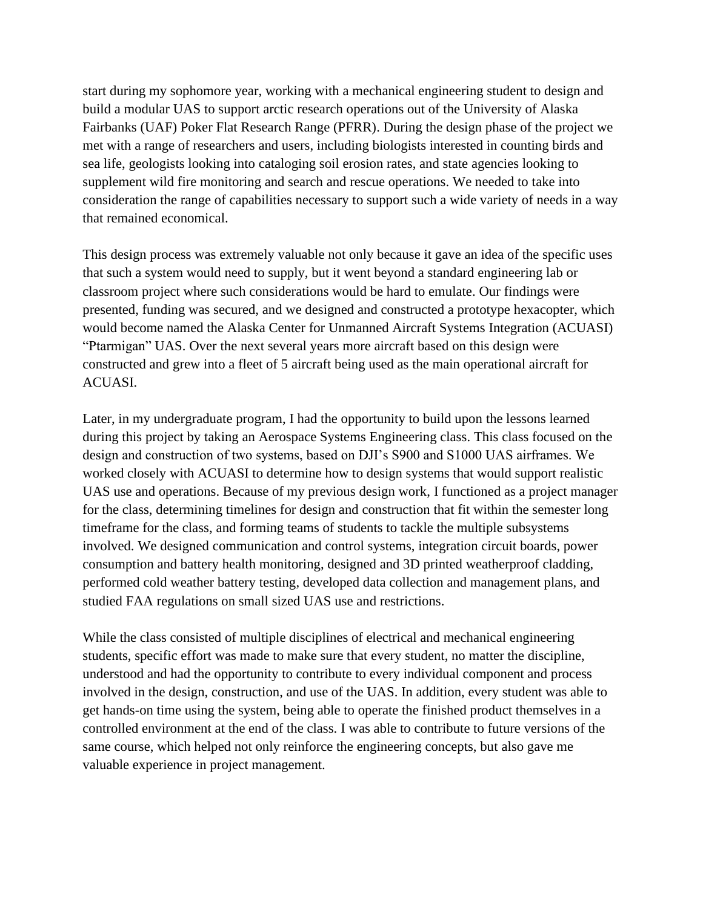start during my sophomore year, working with a mechanical engineering student to design and build a modular UAS to support arctic research operations out of the University of Alaska Fairbanks (UAF) Poker Flat Research Range (PFRR). During the design phase of the project we met with a range of researchers and users, including biologists interested in counting birds and sea life, geologists looking into cataloging soil erosion rates, and state agencies looking to supplement wild fire monitoring and search and rescue operations. We needed to take into consideration the range of capabilities necessary to support such a wide variety of needs in a way that remained economical.

This design process was extremely valuable not only because it gave an idea of the specific uses that such a system would need to supply, but it went beyond a standard engineering lab or classroom project where such considerations would be hard to emulate. Our findings were presented, funding was secured, and we designed and constructed a prototype hexacopter, which would become named the Alaska Center for Unmanned Aircraft Systems Integration (ACUASI) "Ptarmigan" UAS. Over the next several years more aircraft based on this design were constructed and grew into a fleet of 5 aircraft being used as the main operational aircraft for ACUASI.

Later, in my undergraduate program, I had the opportunity to build upon the lessons learned during this project by taking an Aerospace Systems Engineering class. This class focused on the design and construction of two systems, based on DJI's S900 and S1000 UAS airframes. We worked closely with ACUASI to determine how to design systems that would support realistic UAS use and operations. Because of my previous design work, I functioned as a project manager for the class, determining timelines for design and construction that fit within the semester long timeframe for the class, and forming teams of students to tackle the multiple subsystems involved. We designed communication and control systems, integration circuit boards, power consumption and battery health monitoring, designed and 3D printed weatherproof cladding, performed cold weather battery testing, developed data collection and management plans, and studied FAA regulations on small sized UAS use and restrictions.

While the class consisted of multiple disciplines of electrical and mechanical engineering students, specific effort was made to make sure that every student, no matter the discipline, understood and had the opportunity to contribute to every individual component and process involved in the design, construction, and use of the UAS. In addition, every student was able to get hands-on time using the system, being able to operate the finished product themselves in a controlled environment at the end of the class. I was able to contribute to future versions of the same course, which helped not only reinforce the engineering concepts, but also gave me valuable experience in project management.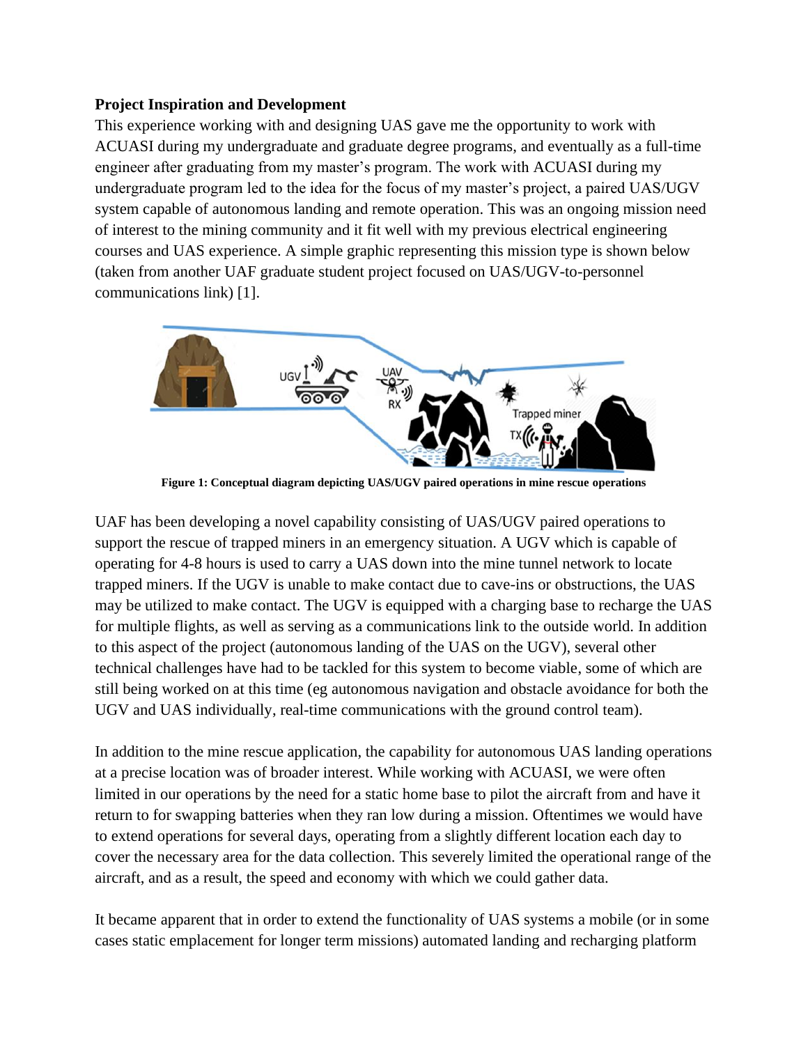**Project Inspiration and Development**

This experience working with and designing UAS gave me the opportunity to work with ACUASI during my undergraduate and graduate degree programs, and eventually as a full-time engineer after graduating from my master's program. The work with ACUASI during my undergraduate program led to the idea for the focus of my master's project, a paired UAS/UGV system capable of autonomous landing and remote operation. This was an ongoing mission need of interest to the mining community and it fit well with my previous electrical engineering courses and UAS experience. A simple graphic representing this mission type is shown below (taken from another UAF graduate student project focused on UAS/UGV-to-personnel communications link) [1].

**Figure 1: Conceptual diagram depicting UAS/UGV paired operations in mine rescue operations**

UAF has been developing a novel capability consisting of UAS/UGV paired operations to support the rescue of trapped miners in an emergency situation. A UGV which is capable of operating for 4-8 hours is used to carry a UAS down into the mine tunnel network to locate trapped miners. If the UGV is unable to make contact due to cave-ins or obstructions, the UAS may be utilized to make contact. The UGV is equipped with a charging base to recharge the UAS for multiple flights, as well as serving as a communications link to the outside world. In addition to this aspect of the project (autonomous landing of the UAS on the UGV), several other technical challenges have had to be tackled for this system to become viable, some of which are still being worked on at this time (eg autonomous navigation and obstacle avoidance for both the UGV and UAS individually, real-time communications with the ground control team).

In addition to the mine rescue application, the capability for autonomous UAS landing operations at a precise location was of broader interest. While working with ACUASI, we were often limited in our operations by the need for a static home base to pilot the aircraft from and have it return to for swapping batteries when they ran low during a mission. Oftentimes we would have to extend operations for several days, operating from a slightly different location each day to cover the necessary area for the data collection. This severely limited the operational range of the aircraft, and as a result, the speed and economy with which we could gather data.

It became apparent that in order to extend the functionality of UAS systems a mobile (or in some cases static emplacement for longer term missions) automated landing and recharging platform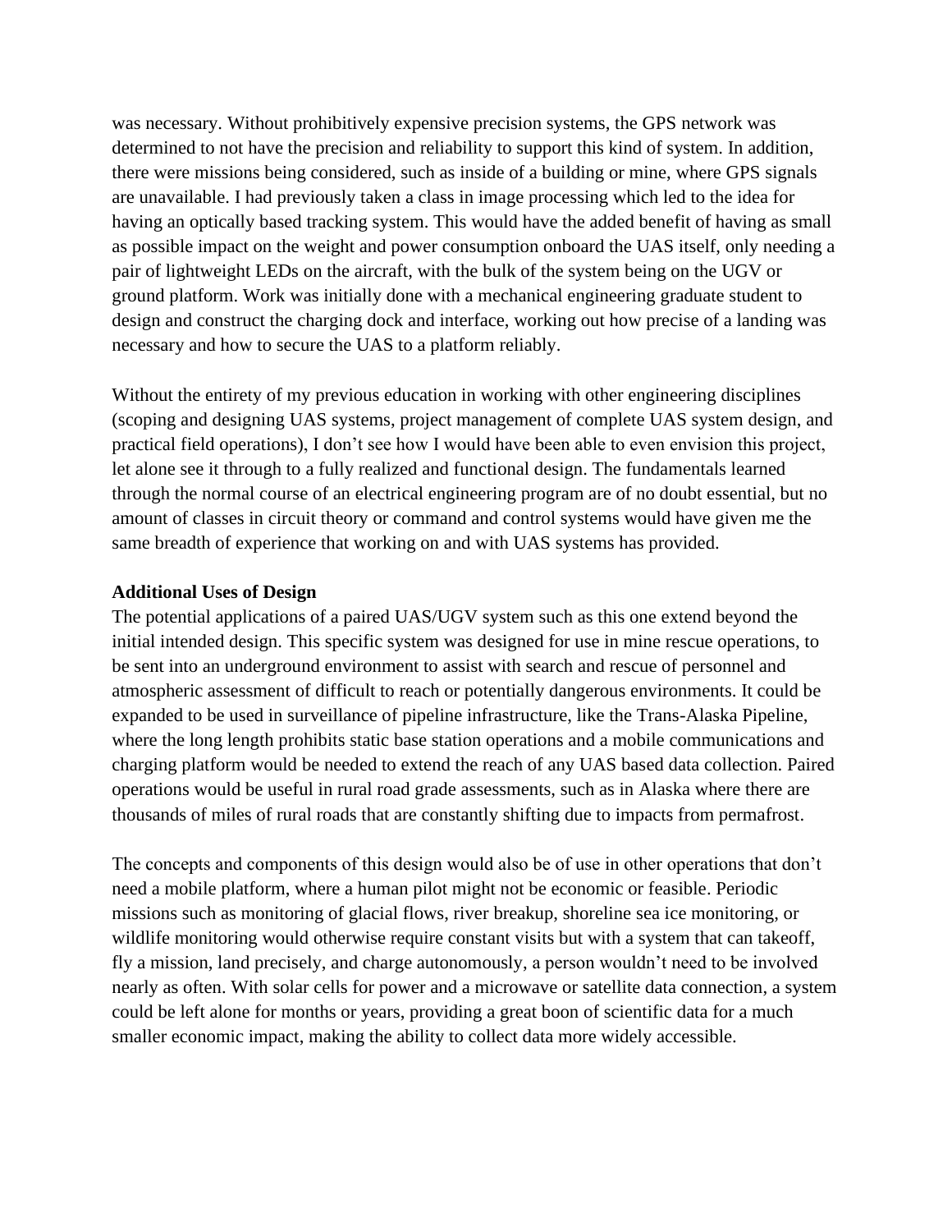was necessary. Without prohibitively expensive precision systems, the GPS network was determined to not have the precision and reliability to support this kind of system. In addition, there were missions being considered, such as inside of a building or mine, where GPS signals are unavailable. I had previously taken a class in image processing which led to the idea for having an optically based tracking system. This would have the added benefit of having as small as possible impact on the weight and power consumption onboard the UAS itself, only needing a pair of lightweight LEDs on the aircraft, with the bulk of the system being on the UGV or ground platform. Work was initially done with a mechanical engineering graduate student to design and construct the charging dock and interface, working out how precise of a landing was necessary and how to secure the UAS to a platform reliably.

Without the entirety of my previous education in working with other engineering disciplines (scoping and designing UAS systems, project management of complete UAS system design, and practical field operations), I don't see how I would have been able to even envision this project, let alone see it through to a fully realized and functional design. The fundamentals learned through the normal course of an electrical engineering program are of no doubt essential, but no amount of classes in circuit theory or command and control systems would have given me the same breadth of experience that working on and with UAS systems has provided.

**Additional Uses of Design**

The potential applications of a paired UAS/UGV system such as this one extend beyond the initial intended design. This specific system was designed for use in mine rescue operations, to be sent into an underground environment to assist with search and rescue of personnel and atmospheric assessment of difficult to reach or potentially dangerous environments. It could be expanded to be used in surveillance of pipeline infrastructure, like the Trans-Alaska Pipeline, where the long length prohibits static base station operations and a mobile communications and charging platform would be needed to extend the reach of any UAS based data collection. Paired operations would be useful in rural road grade assessments, such as in Alaska where there are thousands of miles of rural roads that are constantly shifting due to impacts from permafrost.

The concepts and components of this design would also be of use in other operations that don't need a mobile platform, where a human pilot might not be economic or feasible. Periodic missions such as monitoring of glacial flows, river breakup, shoreline sea ice monitoring, or wildlife monitoring would otherwise require constant visits but with a system that can takeoff, fly a mission, land precisely, and charge autonomously, a person wouldn't need to be involved nearly as often. With solar cells for power and a microwave or satellite data connection, a system could be left alone for months or years, providing a great boon of scientific data for a much smaller economic impact, making the ability to collect data more widely accessible.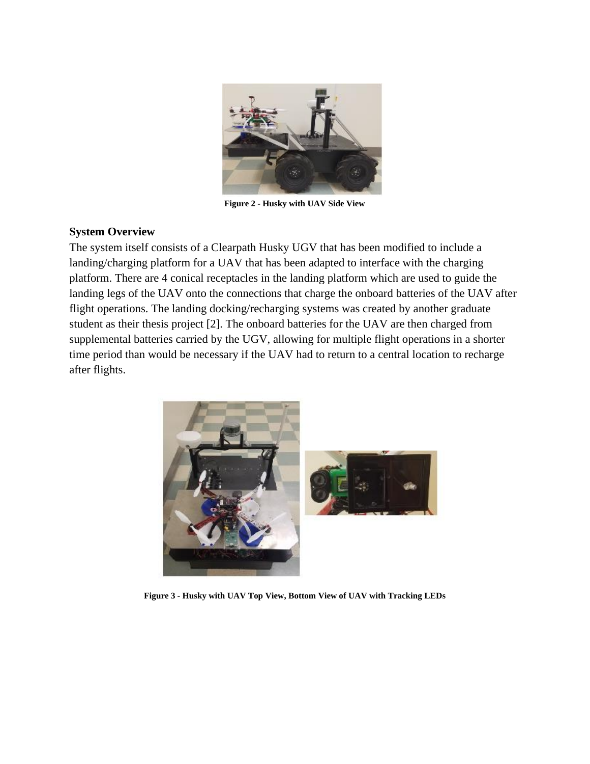Figure 2 - Husky with UAV Side View

### System Overview

The system itself consists of a Clearpath Husky UGV that has been modified to include a landing/charging platform for a UAV that has been adapted to interface with the charging platform. There are 4 conical receptacles in the landing platform which are used to guide the landing legs of the UAV onto the connections that charge the onboard batteries of the UAV after flight operations. The landing docking/recharging systems was created by another graduate student as their thesis project [2]. The onboard batteries for the UAV are then charged from supplemental batteries carried by the UGV, allowing for multiple flight operations in a shorter time period than would be necessary if the UAV had to return to a central location to recharge after flights.

Figure 3 - Husky with UAV Top View, Bottom View of UAV with Tracking LEDs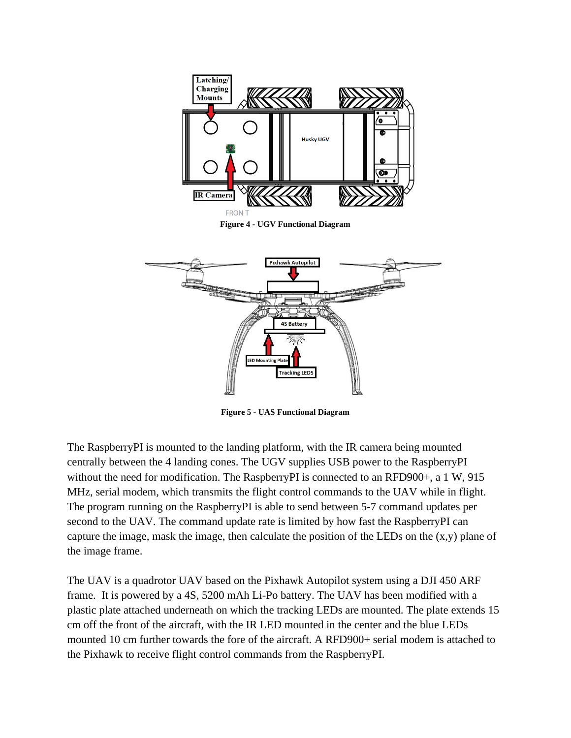Figure 4 - UGV Functional Diagram

Figure 5 - UAS Functional Diagram

The RaspberryPI is mounted to the landing platform, with the IR camera being mounted centrally between the 4 landing cones. The UGV supplies USB power to the RaspberryPI without the need for modification. The RaspberryPI is connected to an RFD900+, a 1 W, 915 MHz, serial modem, which transmits the flight control commands to the UAV while in flight. The program running on the RaspberryPI is able to send between 5-7 command updates per second to the UAV. The command update rate is limited by how fast the RaspberryPI can capture the image, mask the image, then calculate the position of the LEDs on the (x,y) plane of the image frame.

The UAV is a quadrotor UAV based on the Pixhawk Autopilot system using a DJI 450 ARF frame. It is powered by a 4S, 5200 mAh Li-Po battery. The UAV has been modified with a plastic plate attached underneath on which the tracking LEDs are mounted. The plate extends 15 cm off the front of the aircraft, with the IR LED mounted in the center and the blue LEDs mounted 10 cm further towards the fore of the aircraft. A RFD900+ serial modem is attached to the Pixhawk to receive flight control commands from the RaspberryPI.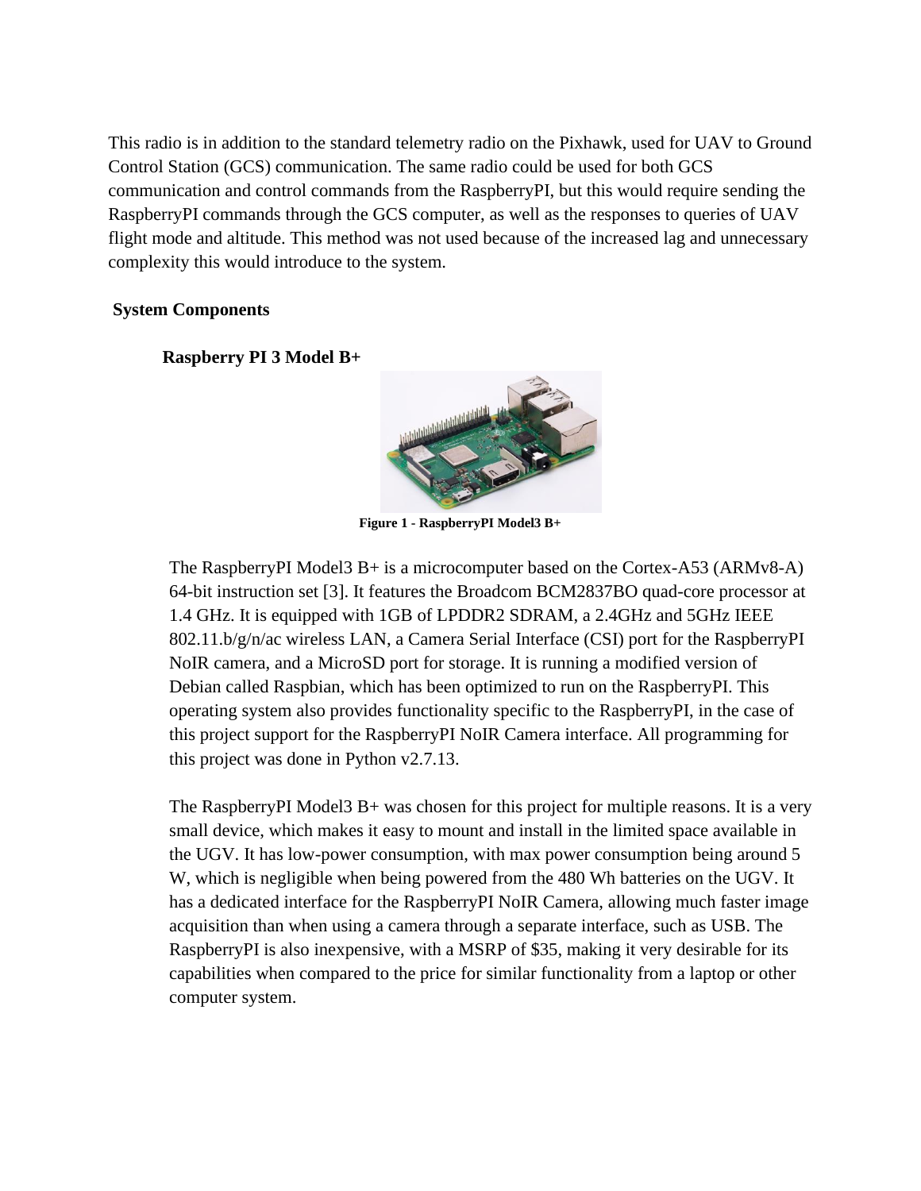This radio is in addition to the standard telemetry radio on the Pixhawk, used for UAV to Ground Control Station (GCS) communication. The same radio could be used for both GCS communication and control commands from the RaspberryPI, but this would require sending the RaspberryPI commands through the GCS computer, as well as the responses to queries of UAV flight mode and altitude. This method was not used because of the increased lag and unnecessary complexity this would introduce to the system.

## System Components

### Raspberry PI 3 Model B+

**Figure 1 - RaspberryPI Model3 B+**

The RaspberryPI Model3 B+ is a microcomputer based on the Cortex-A53 (ARMv8-A) 64-bit instruction set [3]. It features the Broadcom BCM2837BO quad-core processor at 1.4 GHz. It is equipped with 1GB of LPDDR2 SDRAM, a 2.4GHz and 5GHz IEEE 802.11.b/g/n/ac wireless LAN, a Camera Serial Interface (CSI) port for the RaspberryPI NoIR camera, and a MicroSD port for storage. It is running a modified version of Debian called Raspbian, which has been optimized to run on the RaspberryPI. This operating system also provides functionality specific to the RaspberryPI, in the case of this project support for the RaspberryPI NoIR Camera interface. All programming for this project was done in Python v2.7.13.

The RaspberryPI Model3 B+ was chosen for this project for multiple reasons. It is a very small device, which makes it easy to mount and install in the limited space available in the UGV. It has low-power consumption, with max power consumption being around 5 W, which is negligible when being powered from the 480 Wh batteries on the UGV. It has a dedicated interface for the RaspberryPI NoIR Camera, allowing much faster image acquisition than when using a camera through a separate interface, such as USB. The RaspberryPI is also inexpensive, with a MSRP of $35, making it very desirable for its capabilities when compared to the price for similar functionality from a laptop or other computer system.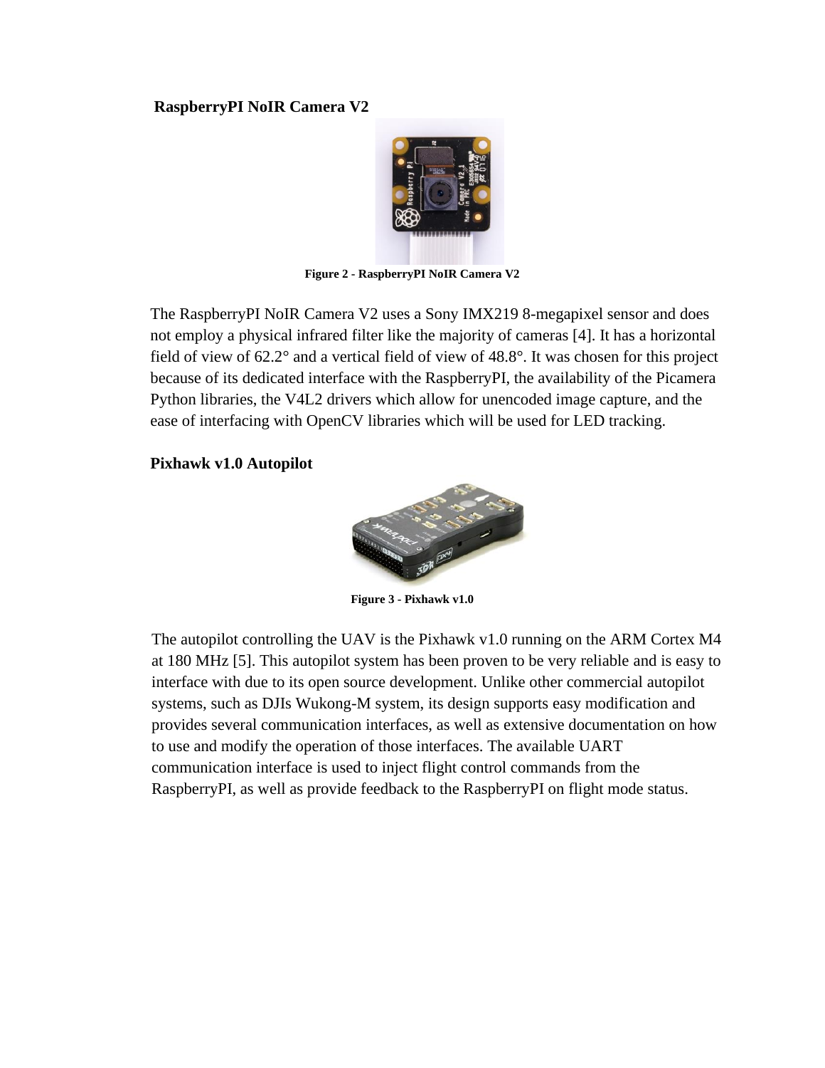**RaspberryPI NoIR Camera V2**

**Figure 2 - RaspberryPI NoIR Camera V2**

The RaspberryPI NoIR Camera V2 uses a Sony IMX219 8-megapixel sensor and does not employ a physical infrared filter like the majority of cameras [4]. It has a horizontal field of view of 62.2° and a vertical field of view of 48.8°. It was chosen for this project because of its dedicated interface with the RaspberryPI, the availability of the Picamera Python libraries, the V4L2 drivers which allow for unencoded image capture, and the ease of interfacing with OpenCV libraries which will be used for LED tracking.

**Pixhawk v1.0 Autopilot**

**Figure 3 - Pixhawk v1.0**

The autopilot controlling the UAV is the Pixhawk v1.0 running on the ARM Cortex M4 at 180 MHz [5]. This autopilot system has been proven to be very reliable and is easy to interface with due to its open source development. Unlike other commercial autopilot systems, such as DJIs Wukong-M system, its design supports easy modification and provides several communication interfaces, as well as extensive documentation on how to use and modify the operation of those interfaces. The available UART communication interface is used to inject flight control commands from the RaspberryPI, as well as provide feedback to the RaspberryPI on flight mode status.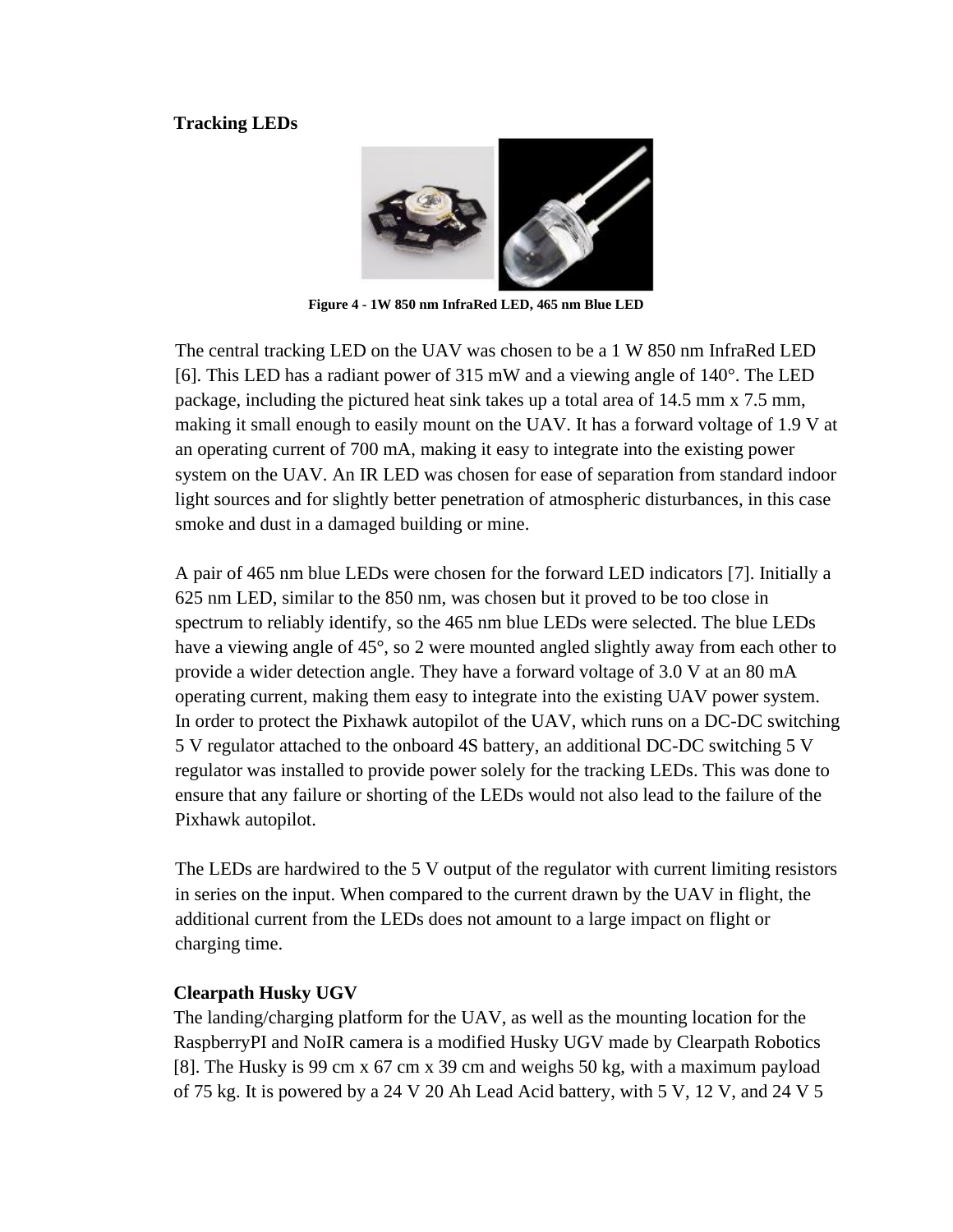### Tracking LEDs

Figure 4 - 1W 850 nm InfraRed LED, 465 nm Blue LED

The central tracking LED on the UAV was chosen to be a 1 W 850 nm InfraRed LED [6]. This LED has a radiant power of 315 mW and a viewing angle of 140°. The LED package, including the pictured heat sink takes up a total area of 14.5 mm x 7.5 mm, making it small enough to easily mount on the UAV. It has a forward voltage of 1.9 V at an operating current of 700 mA, making it easy to integrate into the existing power system on the UAV. An IR LED was chosen for ease of separation from standard indoor light sources and for slightly better penetration of atmospheric disturbances, in this case smoke and dust in a damaged building or mine.

A pair of 465 nm blue LEDs were chosen for the forward LED indicators [7]. Initially a 625 nm LED, similar to the 850 nm, was chosen but it proved to be too close in spectrum to reliably identify, so the 465 nm blue LEDs were selected. The blue LEDs have a viewing angle of 45°, so 2 were mounted angled slightly away from each other to provide a wider detection angle. They have a forward voltage of 3.0 V at an 80 mA operating current, making them easy to integrate into the existing UAV power system. In order to protect the Pixhawk autopilot of the UAV, which runs on a DC-DC switching 5 V regulator attached to the onboard 4S battery, an additional DC-DC switching 5 V regulator was installed to provide power solely for the tracking LEDs. This was done to ensure that any failure or shorting of the LEDs would not also lead to the failure of the Pixhawk autopilot.

The LEDs are hardwired to the 5 V output of the regulator with current limiting resistors in series on the input. When compared to the current drawn by the UAV in flight, the additional current from the LEDs does not amount to a large impact on flight or charging time.

### Clearpath Husky UGV

The landing/charging platform for the UAV, as well as the mounting location for the RaspberryPI and NoIR camera is a modified Husky UGV made by Clearpath Robotics [8]. The Husky is 99 cm x 67 cm x 39 cm and weighs 50 kg, with a maximum payload of 75 kg. It is powered by a 24 V 20 Ah Lead Acid battery, with 5 V, 12 V, and 24 V 5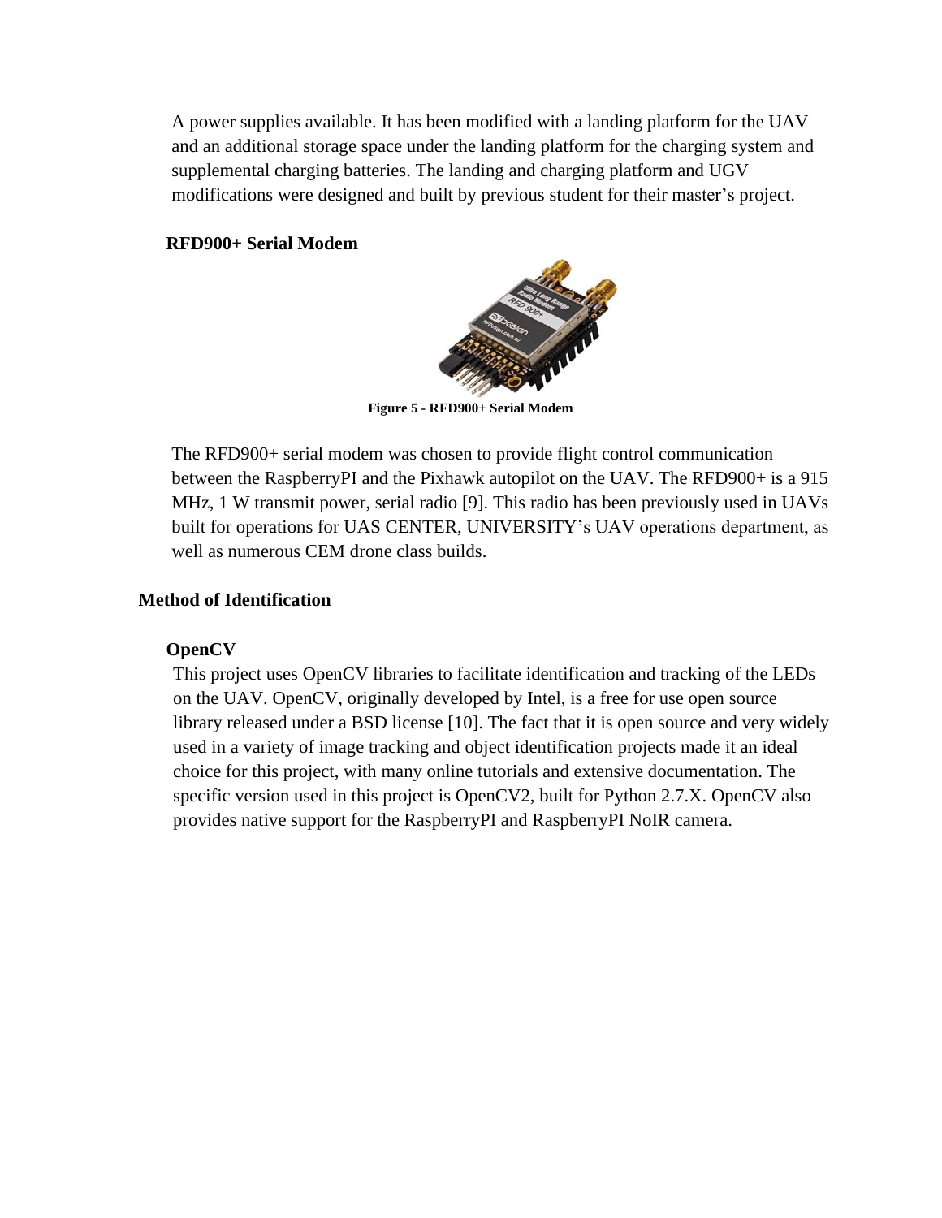A power supplies available. It has been modified with a landing platform for the UAV and an additional storage space under the landing platform for the charging system and supplemental charging batteries. The landing and charging platform and UGV modifications were designed and built by previous student for their master's project.

### RFD900+ Serial Modem

**Figure 5 - RFD900+ Serial Modem**

The RFD900+ serial modem was chosen to provide flight control communication between the RaspberryPI and the Pixhawk autopilot on the UAV. The RFD900+ is a 915 MHz, 1 W transmit power, serial radio [9]. This radio has been previously used in UAVs built for operations for UAS CENTER, UNIVERSITY's UAV operations department, as well as numerous CEM drone class builds.

## Method of Identification

### OpenCV

This project uses OpenCV libraries to facilitate identification and tracking of the LEDs on the UAV. OpenCV, originally developed by Intel, is a free for use open source library released under a BSD license [10]. The fact that it is open source and very widely used in a variety of image tracking and object identification projects made it an ideal choice for this project, with many online tutorials and extensive documentation. The specific version used in this project is OpenCV2, built for Python 2.7.X. OpenCV also provides native support for the RaspberryPI and RaspberryPI NoIR camera.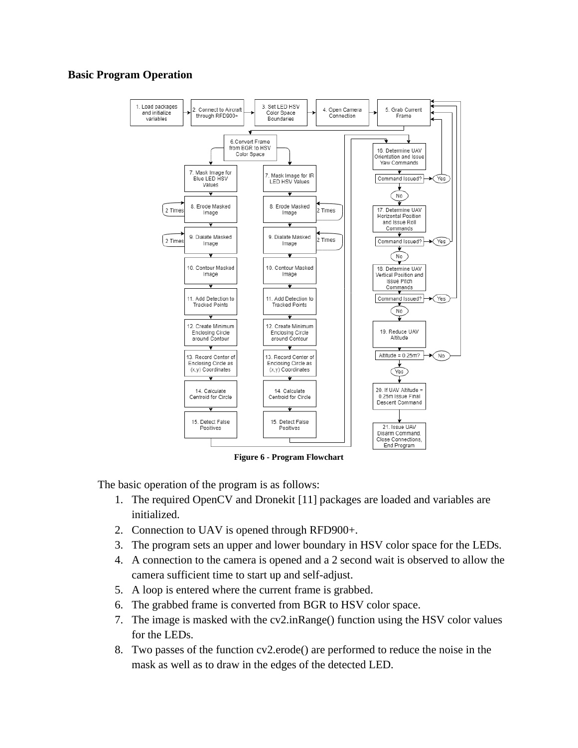**Basic Program Operation**

Figure 6 - Program Flowchart

The basic operation of the program is as follows:

1. The required OpenCV and Dronekit [11] packages are loaded and variables are initialized.
2. Connection to UAV is opened through RFD900+.
3. The program sets an upper and lower boundary in HSV color space for the LEDs.
4. A connection to the camera is opened and a 2 second wait is observed to allow the camera sufficient time to start up and self-adjust.
5. A loop is entered where the current frame is grabbed.
6. The grabbed frame is converted from BGR to HSV color space.
7. The image is masked with the cv2.inRange() function using the HSV color values for the LEDs.
8. Two passes of the function cv2.erode() are performed to reduce the noise in the mask as well as to draw in the edges of the detected LED.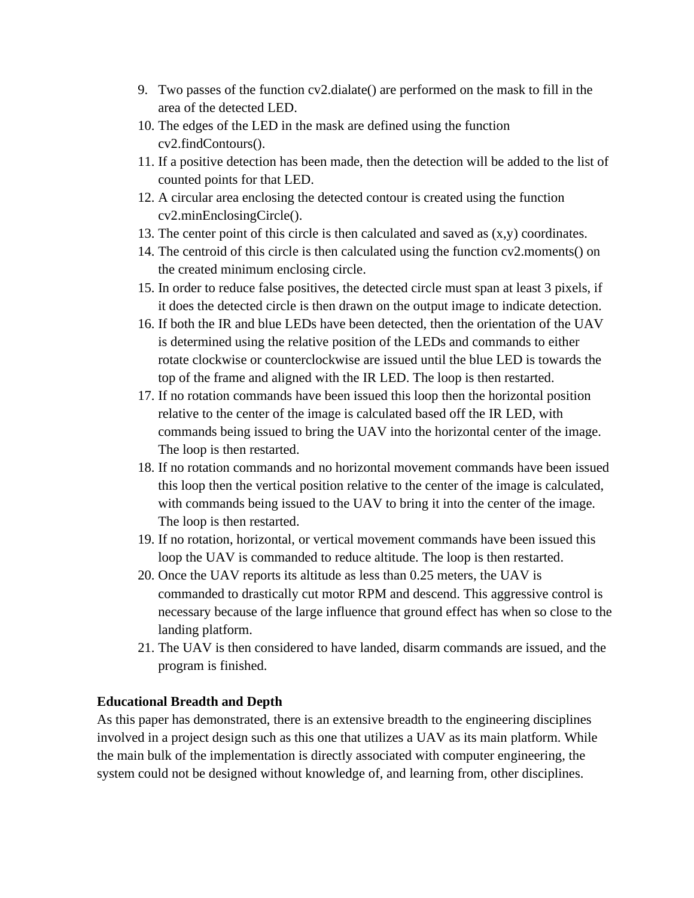9. Two passes of the function cv2.dialate() are performed on the mask to fill in the area of the detected LED.
10. The edges of the LED in the mask are defined using the function cv2.findContours().
11. If a positive detection has been made, then the detection will be added to the list of counted points for that LED.
12. A circular area enclosing the detected contour is created using the function cv2.minEnclosingCircle().
13. The center point of this circle is then calculated and saved as (x,y) coordinates.
14. The centroid of this circle is then calculated using the function cv2.moments() on the created minimum enclosing circle.
15. In order to reduce false positives, the detected circle must span at least 3 pixels, if it does the detected circle is then drawn on the output image to indicate detection.
16. If both the IR and blue LEDs have been detected, then the orientation of the UAV is determined using the relative position of the LEDs and commands to either rotate clockwise or counterclockwise are issued until the blue LED is towards the top of the frame and aligned with the IR LED. The loop is then restarted.
17. If no rotation commands have been issued this loop then the horizontal position relative to the center of the image is calculated based off the IR LED, with commands being issued to bring the UAV into the horizontal center of the image. The loop is then restarted.
18. If no rotation commands and no horizontal movement commands have been issued this loop then the vertical position relative to the center of the image is calculated, with commands being issued to the UAV to bring it into the center of the image. The loop is then restarted.
19. If no rotation, horizontal, or vertical movement commands have been issued this loop the UAV is commanded to reduce altitude. The loop is then restarted.
20. Once the UAV reports its altitude as less than 0.25 meters, the UAV is commanded to drastically cut motor RPM and descend. This aggressive control is necessary because of the large influence that ground effect has when so close to the landing platform.
21. The UAV is then considered to have landed, disarm commands are issued, and the program is finished.

**Educational Breadth and Depth**

As this paper has demonstrated, there is an extensive breadth to the engineering disciplines involved in a project design such as this one that utilizes a UAV as its main platform. While the main bulk of the implementation is directly associated with computer engineering, the system could not be designed without knowledge of, and learning from, other disciplines.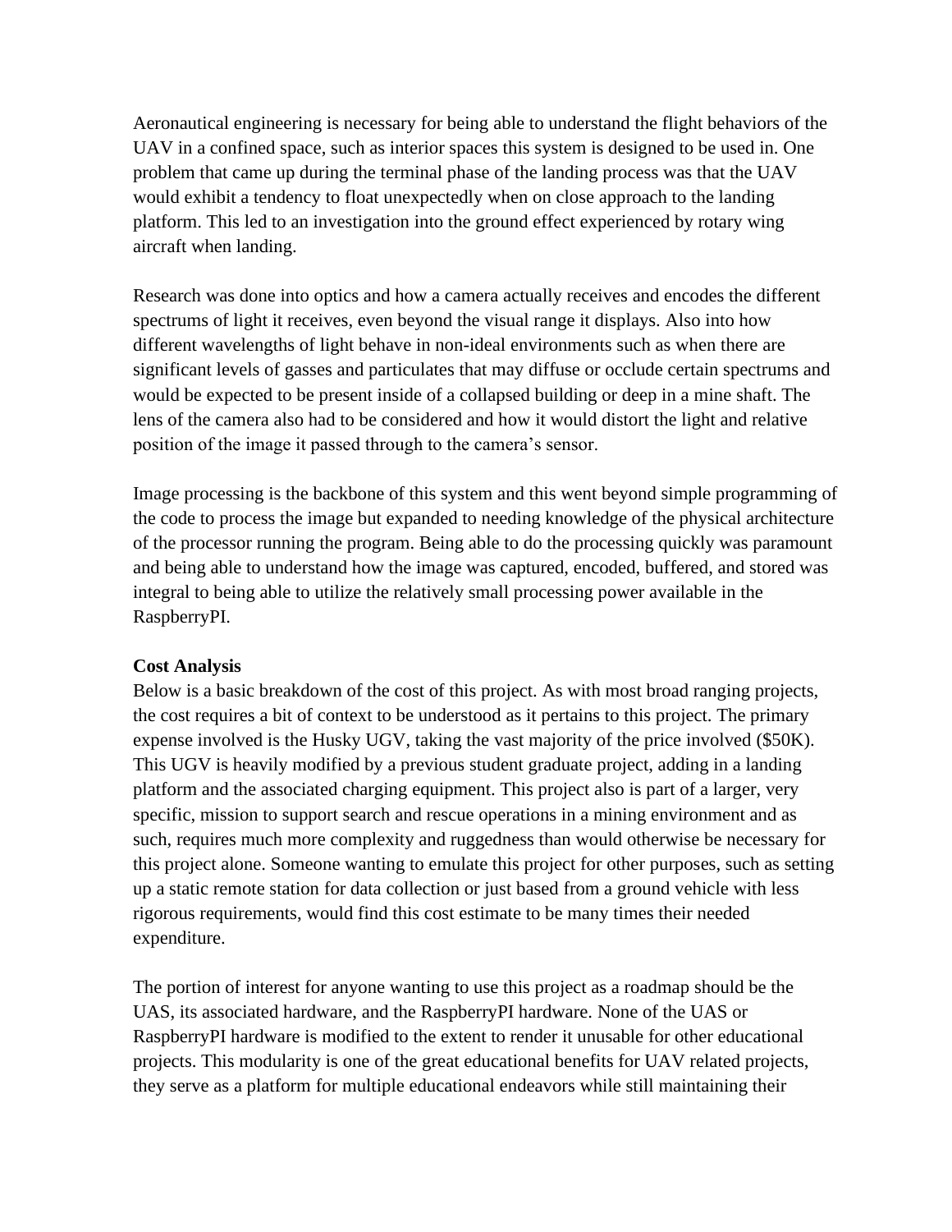Aeronautical engineering is necessary for being able to understand the flight behaviors of the UAV in a confined space, such as interior spaces this system is designed to be used in. One problem that came up during the terminal phase of the landing process was that the UAV would exhibit a tendency to float unexpectedly when on close approach to the landing platform. This led to an investigation into the ground effect experienced by rotary wing aircraft when landing.

Research was done into optics and how a camera actually receives and encodes the different spectrums of light it receives, even beyond the visual range it displays. Also into how different wavelengths of light behave in non-ideal environments such as when there are significant levels of gasses and particulates that may diffuse or occlude certain spectrums and would be expected to be present inside of a collapsed building or deep in a mine shaft. The lens of the camera also had to be considered and how it would distort the light and relative position of the image it passed through to the camera's sensor.

Image processing is the backbone of this system and this went beyond simple programming of the code to process the image but expanded to needing knowledge of the physical architecture of the processor running the program. Being able to do the processing quickly was paramount and being able to understand how the image was captured, encoded, buffered, and stored was integral to being able to utilize the relatively small processing power available in the RaspberryPI.

**Cost Analysis**

Below is a basic breakdown of the cost of this project. As with most broad ranging projects, the cost requires a bit of context to be understood as it pertains to this project. The primary expense involved is the Husky UGV, taking the vast majority of the price involved ($50K). This UGV is heavily modified by a previous student graduate project, adding in a landing platform and the associated charging equipment. This project also is part of a larger, very specific, mission to support search and rescue operations in a mining environment and as such, requires much more complexity and ruggedness than would otherwise be necessary for this project alone. Someone wanting to emulate this project for other purposes, such as setting up a static remote station for data collection or just based from a ground vehicle with less rigorous requirements, would find this cost estimate to be many times their needed expenditure.

The portion of interest for anyone wanting to use this project as a roadmap should be the UAS, its associated hardware, and the RaspberryPI hardware. None of the UAS or RaspberryPI hardware is modified to the extent to render it unusable for other educational projects. This modularity is one of the great educational benefits for UAV related projects, they serve as a platform for multiple educational endeavors while still maintaining their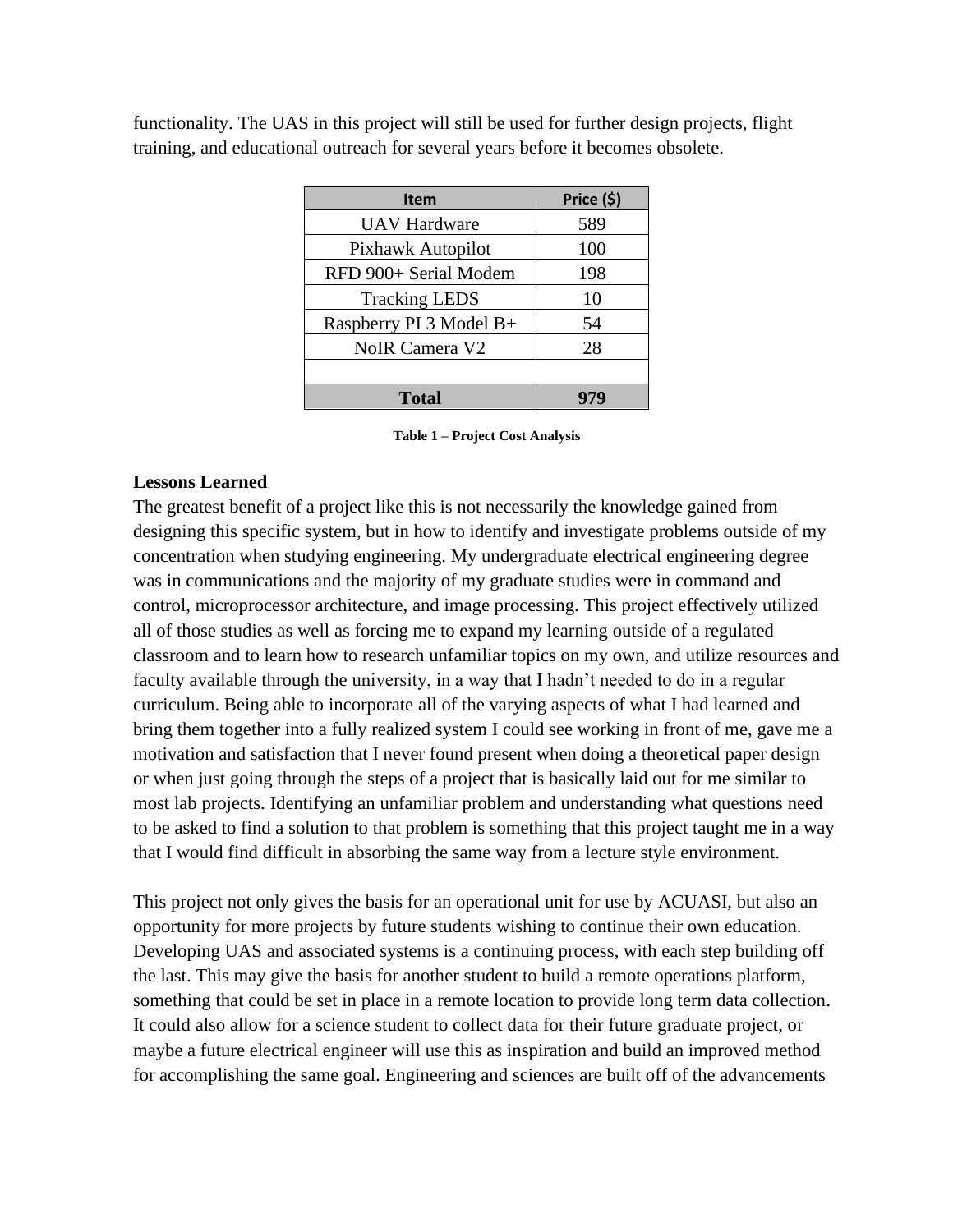functionality. The UAS in this project will still be used for further design projects, flight training, and educational outreach for several years before it becomes obsolete.

| Item | Price ($) |
| --- | --- |
| UAV Hardware | 589 |
| Pixhawk Autopilot | 100 |
| RFD 900+ Serial Modem | 198 |
| Tracking LEDS | 10 |
| Raspberry PI 3 Model B+ | 54 |
| NoIR Camera V2 | 28 |
| | |
| **Total** | **979** |

**Table 1 – Project Cost Analysis**

### Lessons Learned

The greatest benefit of a project like this is not necessarily the knowledge gained from designing this specific system, but in how to identify and investigate problems outside of my concentration when studying engineering. My undergraduate electrical engineering degree was in communications and the majority of my graduate studies were in command and control, microprocessor architecture, and image processing. This project effectively utilized all of those studies as well as forcing me to expand my learning outside of a regulated classroom and to learn how to research unfamiliar topics on my own, and utilize resources and faculty available through the university, in a way that I hadn't needed to do in a regular curriculum. Being able to incorporate all of the varying aspects of what I had learned and bring them together into a fully realized system I could see working in front of me, gave me a motivation and satisfaction that I never found present when doing a theoretical paper design or when just going through the steps of a project that is basically laid out for me similar to most lab projects. Identifying an unfamiliar problem and understanding what questions need to be asked to find a solution to that problem is something that this project taught me in a way that I would find difficult in absorbing the same way from a lecture style environment.

This project not only gives the basis for an operational unit for use by ACUASI, but also an opportunity for more projects by future students wishing to continue their own education. Developing UAS and associated systems is a continuing process, with each step building off the last. This may give the basis for another student to build a remote operations platform, something that could be set in place in a remote location to provide long term data collection. It could also allow for a science student to collect data for their future graduate project, or maybe a future electrical engineer will use this as inspiration and build an improved method for accomplishing the same goal. Engineering and sciences are built off of the advancements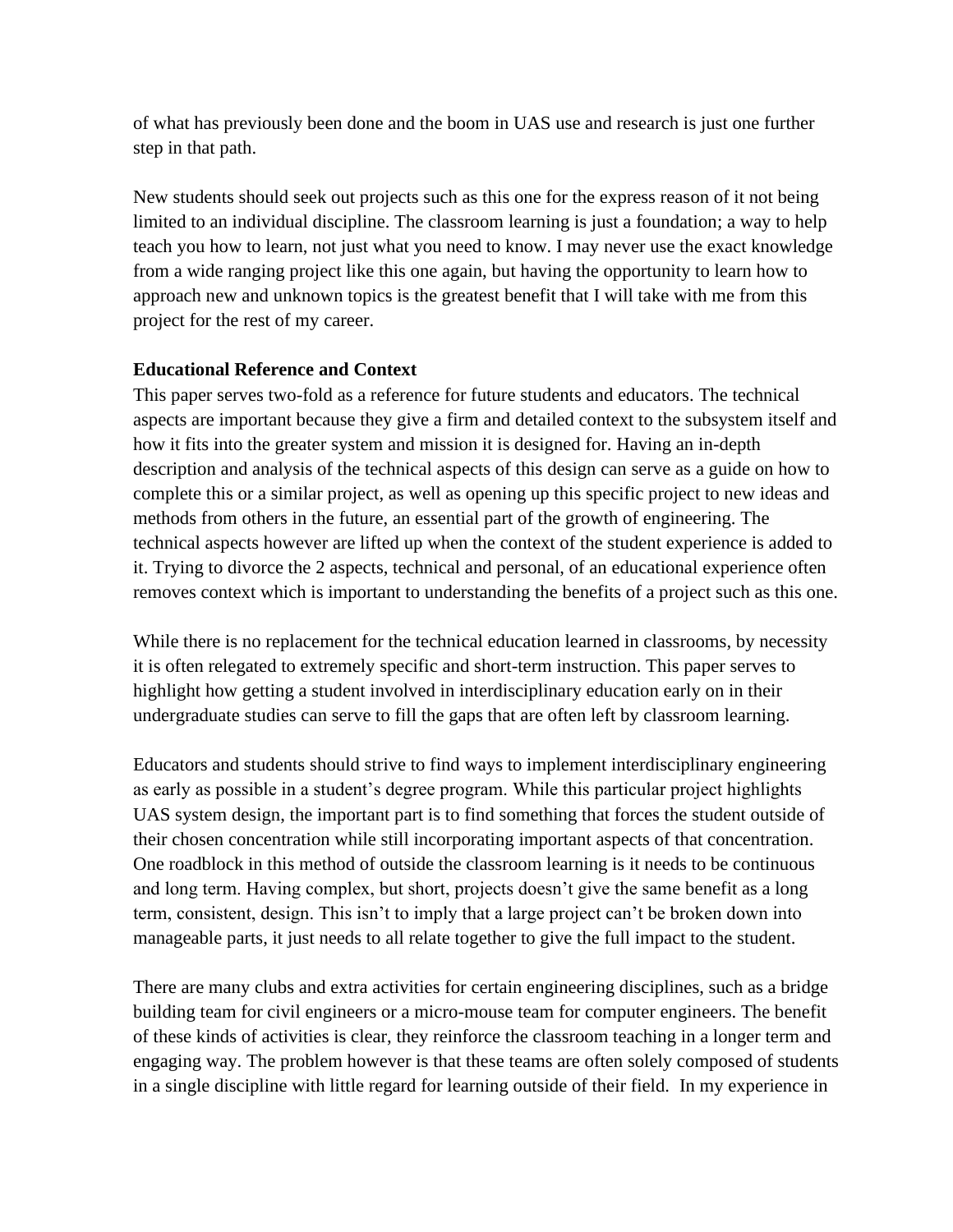of what has previously been done and the boom in UAS use and research is just one further step in that path.

New students should seek out projects such as this one for the express reason of it not being limited to an individual discipline. The classroom learning is just a foundation; a way to help teach you how to learn, not just what you need to know. I may never use the exact knowledge from a wide ranging project like this one again, but having the opportunity to learn how to approach new and unknown topics is the greatest benefit that I will take with me from this project for the rest of my career.

**Educational Reference and Context**

This paper serves two-fold as a reference for future students and educators. The technical aspects are important because they give a firm and detailed context to the subsystem itself and how it fits into the greater system and mission it is designed for. Having an in-depth description and analysis of the technical aspects of this design can serve as a guide on how to complete this or a similar project, as well as opening up this specific project to new ideas and methods from others in the future, an essential part of the growth of engineering. The technical aspects however are lifted up when the context of the student experience is added to it. Trying to divorce the 2 aspects, technical and personal, of an educational experience often removes context which is important to understanding the benefits of a project such as this one.

While there is no replacement for the technical education learned in classrooms, by necessity it is often relegated to extremely specific and short-term instruction. This paper serves to highlight how getting a student involved in interdisciplinary education early on in their undergraduate studies can serve to fill the gaps that are often left by classroom learning.

Educators and students should strive to find ways to implement interdisciplinary engineering as early as possible in a student's degree program. While this particular project highlights UAS system design, the important part is to find something that forces the student outside of their chosen concentration while still incorporating important aspects of that concentration. One roadblock in this method of outside the classroom learning is it needs to be continuous and long term. Having complex, but short, projects doesn't give the same benefit as a long term, consistent, design. This isn't to imply that a large project can't be broken down into manageable parts, it just needs to all relate together to give the full impact to the student.

There are many clubs and extra activities for certain engineering disciplines, such as a bridge building team for civil engineers or a micro-mouse team for computer engineers. The benefit of these kinds of activities is clear, they reinforce the classroom teaching in a longer term and engaging way. The problem however is that these teams are often solely composed of students in a single discipline with little regard for learning outside of their field. In my experience in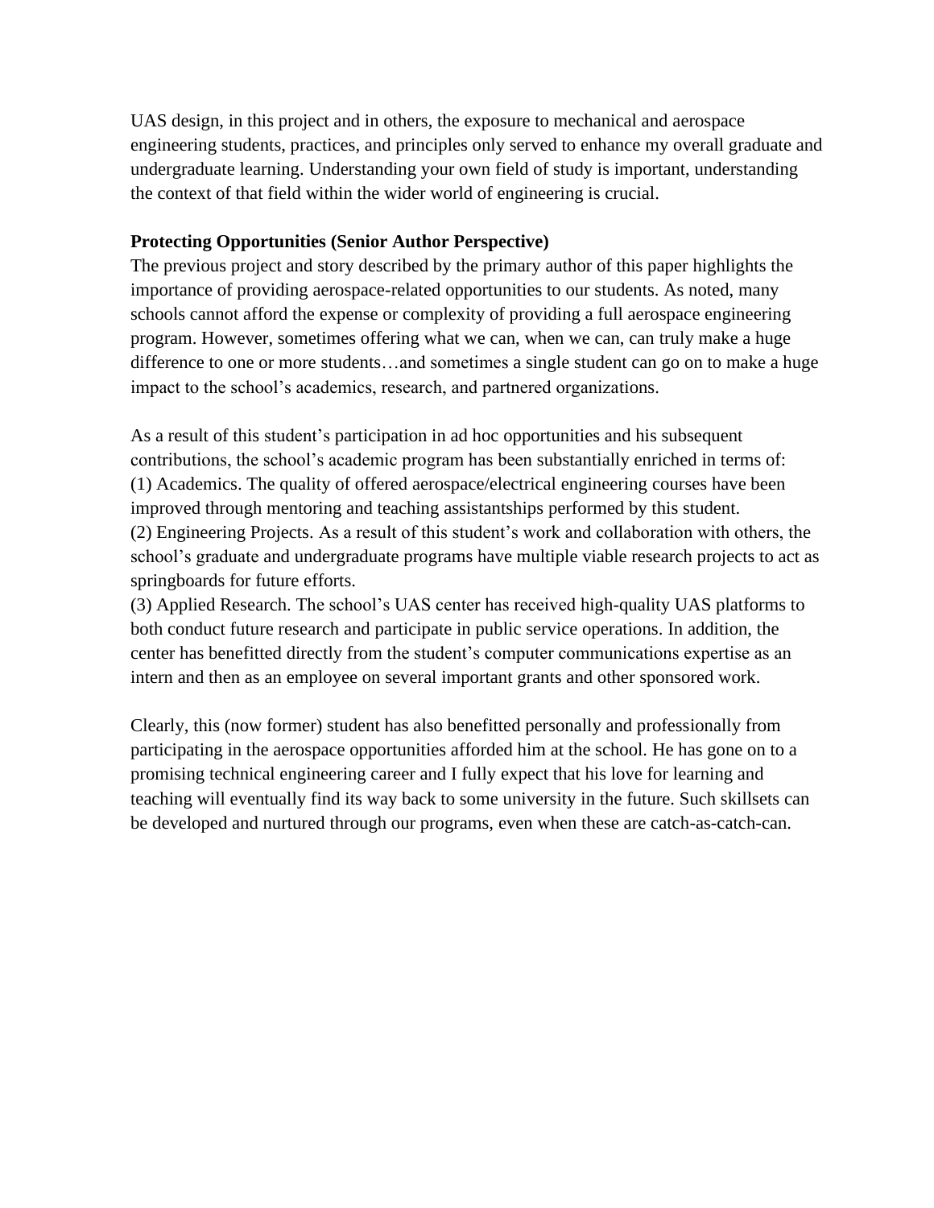UAS design, in this project and in others, the exposure to mechanical and aerospace engineering students, practices, and principles only served to enhance my overall graduate and undergraduate learning. Understanding your own field of study is important, understanding the context of that field within the wider world of engineering is crucial.

**Protecting Opportunities (Senior Author Perspective)**

The previous project and story described by the primary author of this paper highlights the importance of providing aerospace-related opportunities to our students. As noted, many schools cannot afford the expense or complexity of providing a full aerospace engineering program. However, sometimes offering what we can, when we can, can truly make a huge difference to one or more students…and sometimes a single student can go on to make a huge impact to the school's academics, research, and partnered organizations.

As a result of this student's participation in ad hoc opportunities and his subsequent contributions, the school's academic program has been substantially enriched in terms of:

(1) Academics. The quality of offered aerospace/electrical engineering courses have been improved through mentoring and teaching assistantships performed by this student.

(2) Engineering Projects. As a result of this student's work and collaboration with others, the school's graduate and undergraduate programs have multiple viable research projects to act as springboards for future efforts.

(3) Applied Research. The school's UAS center has received high-quality UAS platforms to both conduct future research and participate in public service operations. In addition, the center has benefitted directly from the student's computer communications expertise as an intern and then as an employee on several important grants and other sponsored work.

Clearly, this (now former) student has also benefitted personally and professionally from participating in the aerospace opportunities afforded him at the school. He has gone on to a promising technical engineering career and I fully expect that his love for learning and teaching will eventually find its way back to some university in the future. Such skillsets can be developed and nurtured through our programs, even when these are catch-as-catch-can.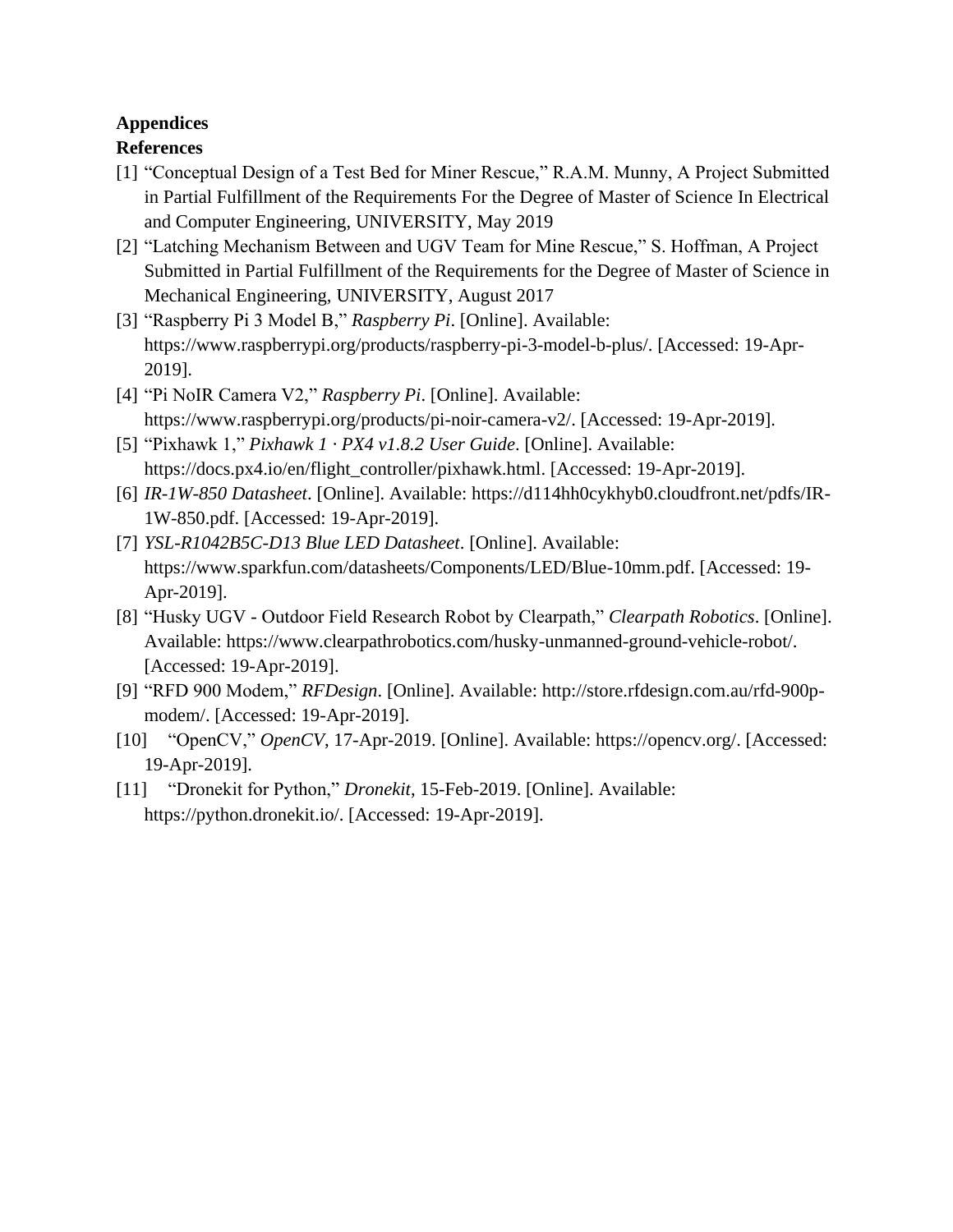**Appendices**

**References**

[1] "Conceptual Design of a Test Bed for Miner Rescue," R.A.M. Munny, A Project Submitted in Partial Fulfillment of the Requirements For the Degree of Master of Science In Electrical and Computer Engineering, UNIVERSITY, May 2019

[2] "Latching Mechanism Between and UGV Team for Mine Rescue," S. Hoffman, A Project Submitted in Partial Fulfillment of the Requirements for the Degree of Master of Science in Mechanical Engineering, UNIVERSITY, August 2017

[3] "Raspberry Pi 3 Model B," *Raspberry Pi*. [Online]. Available: https://www.raspberrypi.org/products/raspberry-pi-3-model-b-plus/. [Accessed: 19-Apr-2019].

[4] "Pi NoIR Camera V2," *Raspberry Pi*. [Online]. Available: https://www.raspberrypi.org/products/pi-noir-camera-v2/. [Accessed: 19-Apr-2019].

[5] "Pixhawk 1," *Pixhawk 1 · PX4 v1.8.2 User Guide*. [Online]. Available: https://docs.px4.io/en/flight_controller/pixhawk.html. [Accessed: 19-Apr-2019].

[6] *IR-1W-850 Datasheet*. [Online]. Available: https://d114hh0cykhyb0.cloudfront.net/pdfs/IR-1W-850.pdf. [Accessed: 19-Apr-2019].

[7] *YSL-R1042B5C-D13 Blue LED Datasheet*. [Online]. Available: https://www.sparkfun.com/datasheets/Components/LED/Blue-10mm.pdf. [Accessed: 19-Apr-2019].

[8] "Husky UGV - Outdoor Field Research Robot by Clearpath," *Clearpath Robotics*. [Online]. Available: https://www.clearpathrobotics.com/husky-unmanned-ground-vehicle-robot/. [Accessed: 19-Apr-2019].

[9] "RFD 900 Modem," *RFDesign*. [Online]. Available: http://store.rfdesign.com.au/rfd-900p-modem/. [Accessed: 19-Apr-2019].

[10] "OpenCV," *OpenCV*, 17-Apr-2019. [Online]. Available: https://opencv.org/. [Accessed: 19-Apr-2019].

[11] "Dronekit for Python," *Dronekit*, 15-Feb-2019. [Online]. Available: https://python.dronekit.io/. [Accessed: 19-Apr-2019].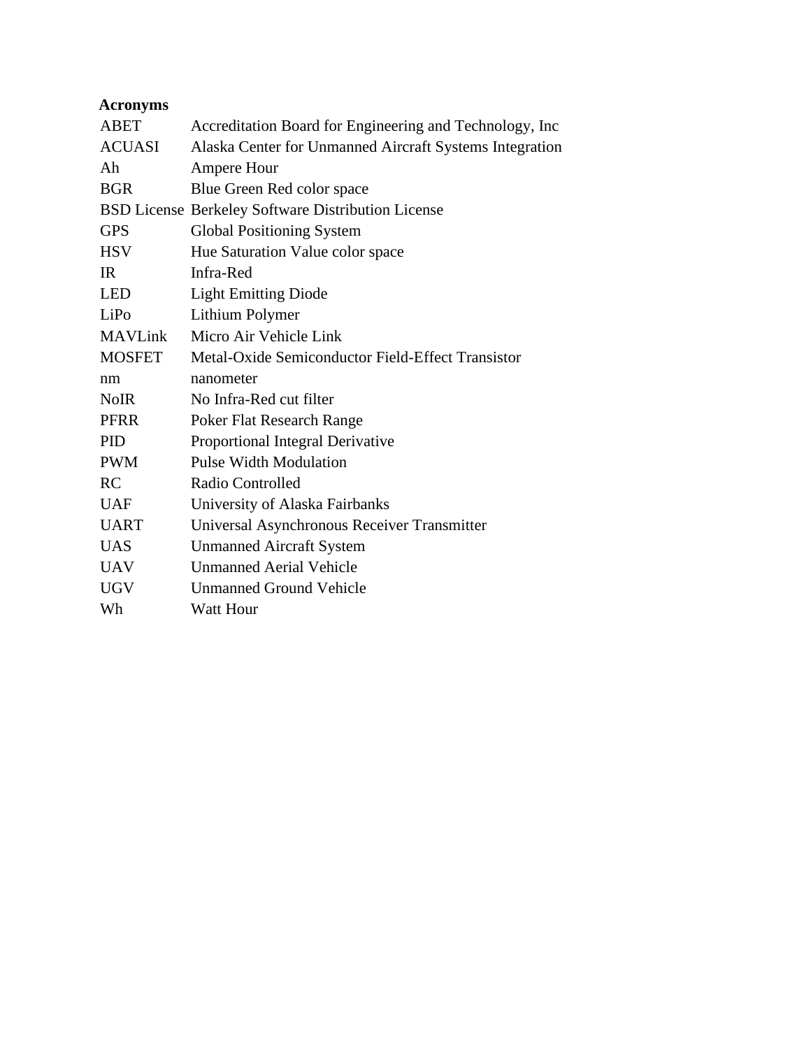**Acronyms**

| | |
|---|---|
| ABET | Accreditation Board for Engineering and Technology, Inc |
| ACUASI | Alaska Center for Unmanned Aircraft Systems Integration |
| Ah | Ampere Hour |
| BGR | Blue Green Red color space |
| BSD License | Berkeley Software Distribution License |
| GPS | Global Positioning System |
| HSV | Hue Saturation Value color space |
| IR | Infra-Red |
| LED | Light Emitting Diode |
| LiPo | Lithium Polymer |
| MAVLink | Micro Air Vehicle Link |
| MOSFET | Metal-Oxide Semiconductor Field-Effect Transistor |
| nm | nanometer |
| NoIR | No Infra-Red cut filter |
| PFRR | Poker Flat Research Range |
| PID | Proportional Integral Derivative |
| PWM | Pulse Width Modulation |
| RC | Radio Controlled |
| UAF | University of Alaska Fairbanks |
| UART | Universal Asynchronous Receiver Transmitter |
| UAS | Unmanned Aircraft System |
| UAV | Unmanned Aerial Vehicle |
| UGV | Unmanned Ground Vehicle |
| Wh | Watt Hour |